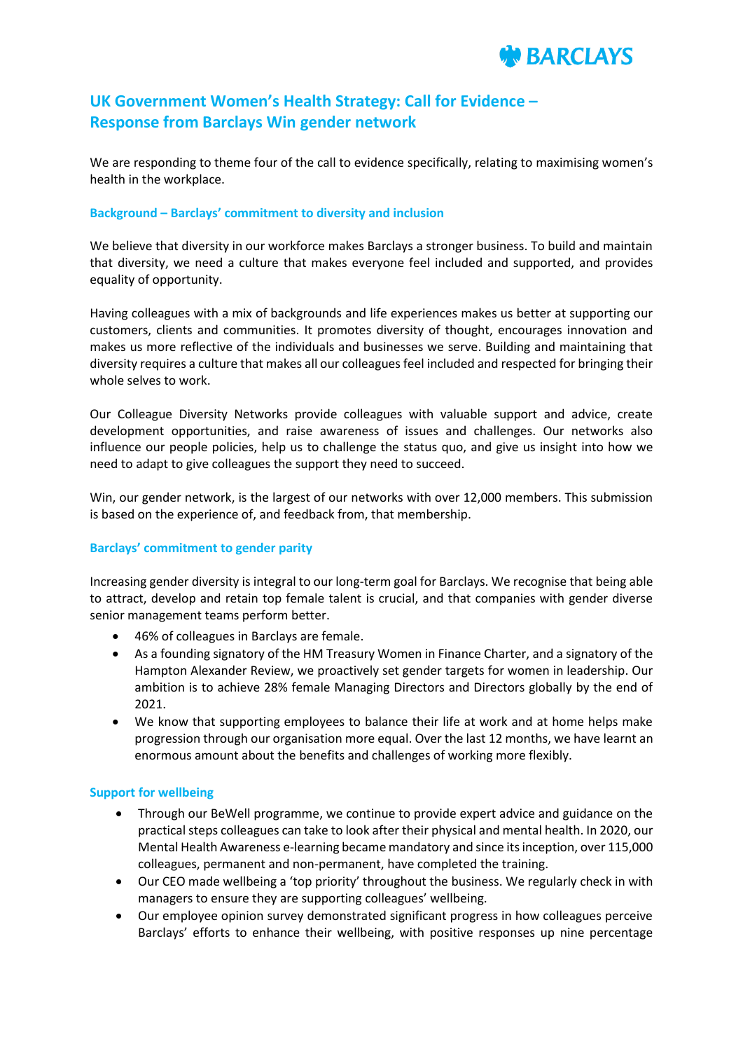# UK Government Women's Health Strategy: Call for Evidence – Response from Barclays Win gender network

We are responding to theme four of the call to evidence specifically, relating to maximising women's health in the workplace.

### Background – Barclays' commitment to diversity and inclusion

We believe that diversity in our workforce makes Barclays a stronger business. To build and maintain that diversity, we need a culture that makes everyone feel included and supported, and provides equality of opportunity.

Having colleagues with a mix of backgrounds and life experiences makes us better at supporting our customers, clients and communities. It promotes diversity of thought, encourages innovation and makes us more reflective of the individuals and businesses we serve. Building and maintaining that diversity requires a culture that makes all our colleagues feel included and respected for bringing their whole selves to work.

Our Colleague Diversity Networks provide colleagues with valuable support and advice, create development opportunities, and raise awareness of issues and challenges. Our networks also influence our people policies, help us to challenge the status quo, and give us insight into how we need to adapt to give colleagues the support they need to succeed.

Win, our gender network, is the largest of our networks with over 12,000 members. This submission is based on the experience of, and feedback from, that membership.

### Barclays' commitment to gender parity

Increasing gender diversity is integral to our long-term goal for Barclays. We recognise that being able to attract, develop and retain top female talent is crucial, and that companies with gender diverse senior management teams perform better.

- 46% of colleagues in Barclays are female.
- As a founding signatory of the HM Treasury Women in Finance Charter, and a signatory of the Hampton Alexander Review, we proactively set gender targets for women in leadership. Our ambition is to achieve 28% female Managing Directors and Directors globally by the end of 2021.
- We know that supporting employees to balance their life at work and at home helps make progression through our organisation more equal. Over the last 12 months, we have learnt an enormous amount about the benefits and challenges of working more flexibly.

### Support for wellbeing

- Through our BeWell programme, we continue to provide expert advice and guidance on the practical steps colleagues can take to look after their physical and mental health. In 2020, our Mental Health Awareness e-learning became mandatory and since its inception, over 115,000 colleagues, permanent and non-permanent, have completed the training.
- Our CEO made wellbeing a 'top priority' throughout the business. We regularly check in with managers to ensure they are supporting colleagues' wellbeing.
- Our employee opinion survey demonstrated significant progress in how colleagues perceive Barclays' efforts to enhance their wellbeing, with positive responses up nine percentage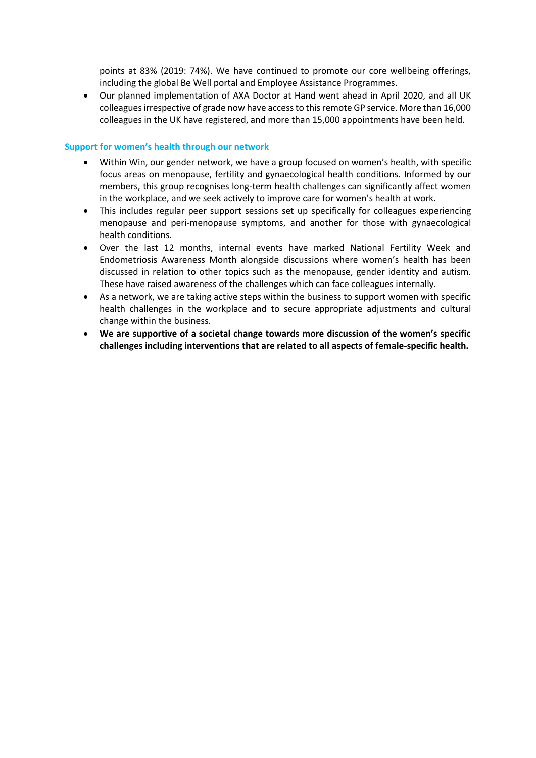points at 83% (2019: 74%). We have continued to promote our core wellbeing offerings, including the global Be Well portal and Employee Assistance Programmes.

- Our planned implementation of AXA Doctor at Hand went ahead in April 2020, and all UK colleagues irrespective of grade now have access to this remote GP service. More than 16,000 colleagues in the UK have registered, and more than 15,000 appointments have been held.

### Support for women's health through our network

- Within Win, our gender network, we have a group focused on women's health, with specific focus areas on menopause, fertility and gynaecological health conditions. Informed by our members, this group recognises long-term health challenges can significantly affect women in the workplace, and we seek actively to improve care for women's health at work.
- This includes regular peer support sessions set up specifically for colleagues experiencing menopause and peri-menopause symptoms, and another for those with gynaecological health conditions.
- Over the last 12 months, internal events have marked National Fertility Week and Endometriosis Awareness Month alongside discussions where women's health has been discussed in relation to other topics such as the menopause, gender identity and autism. These have raised awareness of the challenges which can face colleagues internally.
- As a network, we are taking active steps within the business to support women with specific health challenges in the workplace and to secure appropriate adjustments and cultural change within the business.
- **We are supportive of a societal change towards more discussion of the women's specific challenges including interventions that are related to all aspects of female-specific health.**